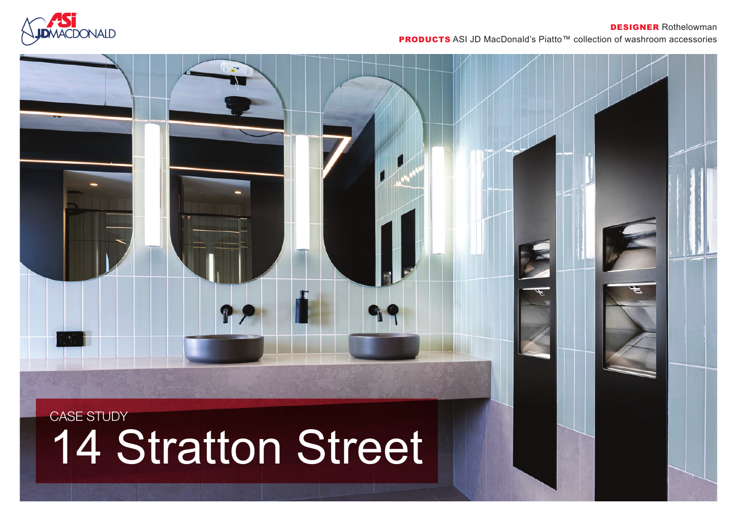**DESIGNER** Rothelowman

**PRODUCTS** ASI JD MacDonald's Piatto™ collection of washroom accessories

CASE STUDY

# 14 Stratton Street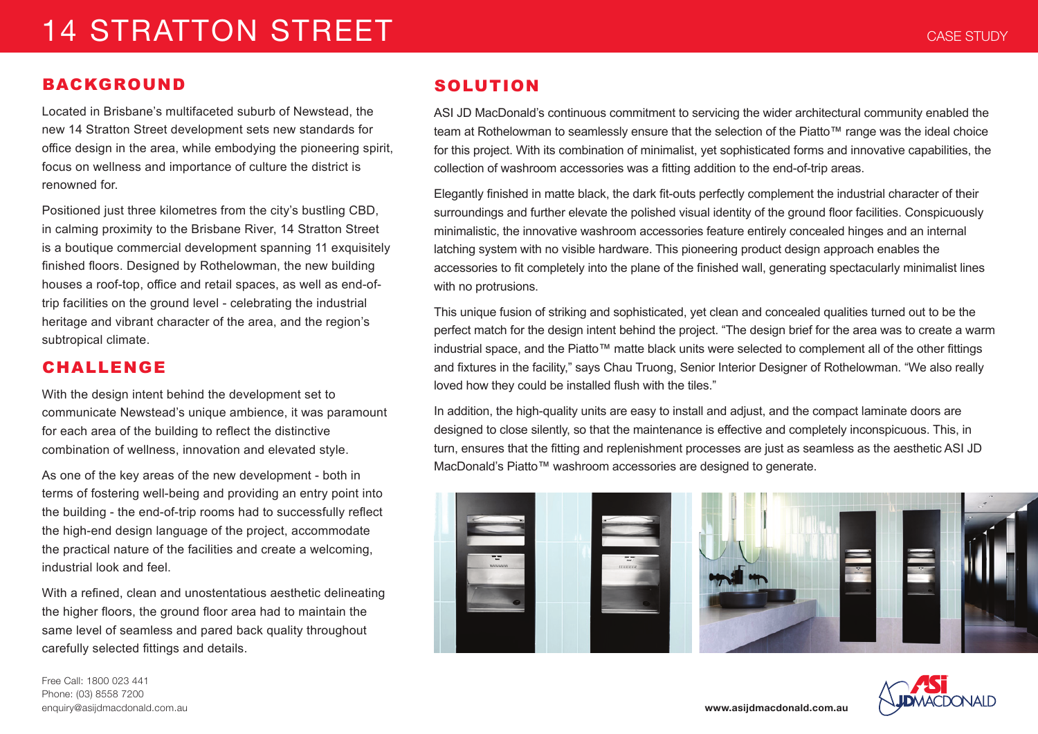# 14 STRATTON STREET

CASE STUDY

## BACKGROUND

Located in Brisbane's multifaceted suburb of Newstead, the new 14 Stratton Street development sets new standards for office design in the area, while embodying the pioneering spirit, focus on wellness and importance of culture the district is renowned for.

Positioned just three kilometres from the city's bustling CBD, in calming proximity to the Brisbane River, 14 Stratton Street is a boutique commercial development spanning 11 exquisitely finished floors. Designed by Rothelowman, the new building houses a roof-top, office and retail spaces, as well as end-of-trip facilities on the ground level - celebrating the industrial heritage and vibrant character of the area, and the region's subtropical climate.

## CHALLENGE

With the design intent behind the development set to communicate Newstead's unique ambience, it was paramount for each area of the building to reflect the distinctive combination of wellness, innovation and elevated style.

As one of the key areas of the new development - both in terms of fostering well-being and providing an entry point into the building - the end-of-trip rooms had to successfully reflect the high-end design language of the project, accommodate the practical nature of the facilities and create a welcoming, industrial look and feel.

With a refined, clean and unostentatious aesthetic delineating the higher floors, the ground floor area had to maintain the same level of seamless and pared back quality throughout carefully selected fittings and details.

## SOLUTION

ASI JD MacDonald's continuous commitment to servicing the wider architectural community enabled the team at Rothelowman to seamlessly ensure that the selection of the Piatto™ range was the ideal choice for this project. With its combination of minimalist, yet sophisticated forms and innovative capabilities, the collection of washroom accessories was a fitting addition to the end-of-trip areas.

Elegantly finished in matte black, the dark fit-outs perfectly complement the industrial character of their surroundings and further elevate the polished visual identity of the ground floor facilities. Conspicuously minimalistic, the innovative washroom accessories feature entirely concealed hinges and an internal latching system with no visible hardware. This pioneering product design approach enables the accessories to fit completely into the plane of the finished wall, generating spectacularly minimalist lines with no protrusions.

This unique fusion of striking and sophisticated, yet clean and concealed qualities turned out to be the perfect match for the design intent behind the project. "The design brief for the area was to create a warm industrial space, and the Piatto™ matte black units were selected to complement all of the other fittings and fixtures in the facility," says Chau Truong, Senior Interior Designer of Rothelowman. "We also really loved how they could be installed flush with the tiles."

In addition, the high-quality units are easy to install and adjust, and the compact laminate doors are designed to close silently, so that the maintenance is effective and completely inconspicuous. This, in turn, ensures that the fitting and replenishment processes are just as seamless as the aesthetic ASI JD MacDonald's Piatto™ washroom accessories are designed to generate.

Free Call: 1800 023 441
Phone: (03) 8558 7200
enquiry@asijdmacdonald.com.au

www.asijdmacdonald.com.au